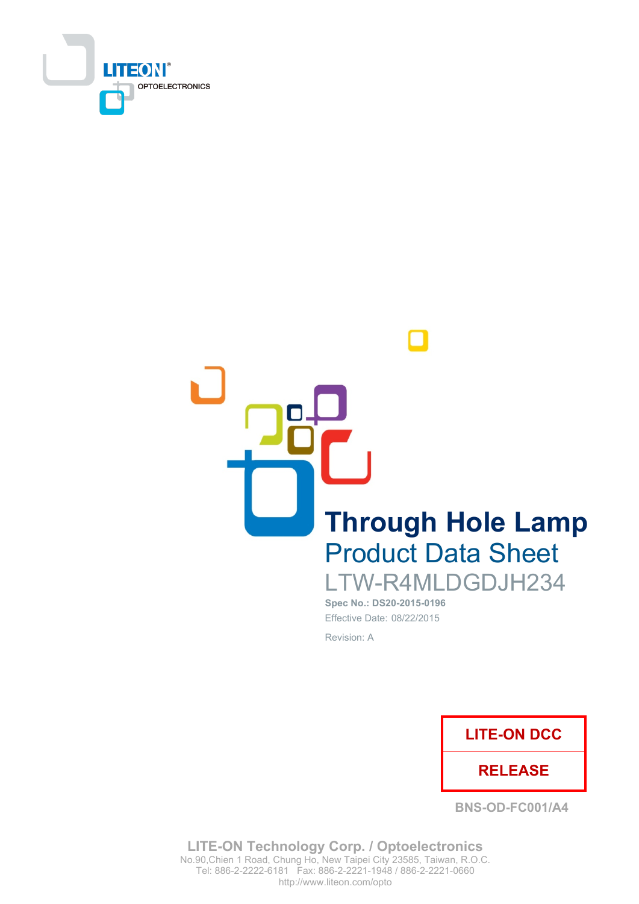LITEON OPTOELECTRONICS

# Through Hole Lamp

## Product Data Sheet

## LTW-R4MLDGDJH234

**Spec No.: DS20-2015-0196**

Effective Date: 08/22/2015

Revision: A

| LITE-ON DCC |
|---|
| RELEASE |

BNS-OD-FC001/A4

**LITE-ON Technology Corp. / Optoelectronics**
No.90,Chien 1 Road, Chung Ho, New Taipei City 23585, Taiwan, R.O.C.
Tel: 886-2-2222-6181 Fax: 886-2-2221-1948 / 886-2-2221-0660
http://www.liteon.com/opto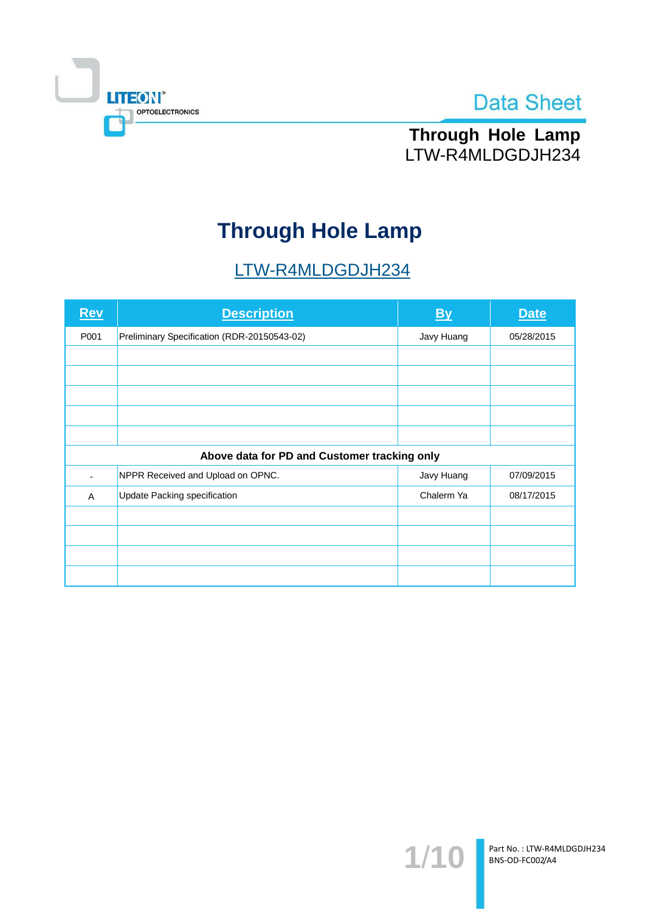# Through Hole Lamp

## LTW-R4MLDGDJH234

| Rev | Description | By | Date |
|---|---|---|---|
| P001 | Preliminary Specification (RDR-20150543-02) | Javy Huang | 05/28/2015 |
| | | | |
| | | | |
| | | | |
| | | | |
| | | | |
| **Above data for PD and Customer tracking only** | | | |
| - | NPPR Received and Upload on OPNC. | Javy Huang | 07/09/2015 |
| A | Update Packing specification | Chalerm Ya | 08/17/2015 |
| | | | |
| | | | |
| | | | |
| | | | |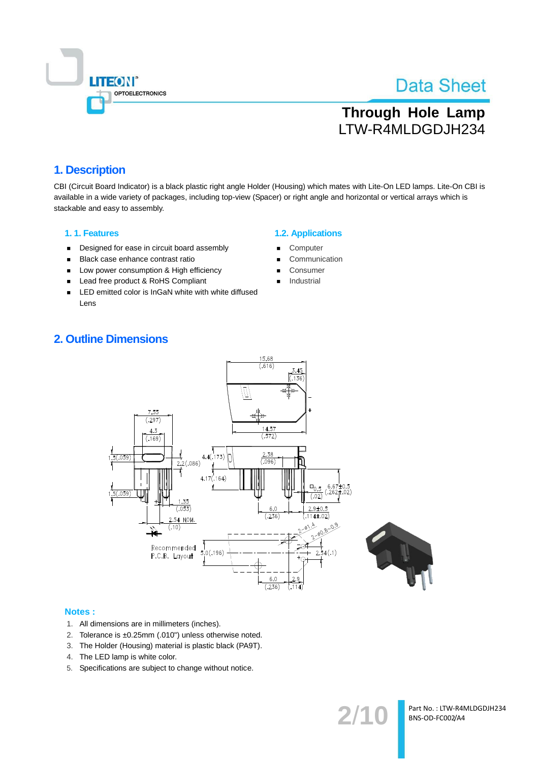# Through Hole Lamp
LTW-R4MLDGDJH234

## 1. Description

CBI (Circuit Board Indicator) is a black plastic right angle Holder (Housing) which mates with Lite-On LED lamps. Lite-On CBI is available in a wide variety of packages, including top-view (Spacer) or right angle and horizontal or vertical arrays which is stackable and easy to assembly.

### 1. 1. Features

- Designed for ease in circuit board assembly
- Black case enhance contrast ratio
- Low power consumption & High efficiency
- Lead free product & RoHS Compliant
- LED emitted color is InGaN white with white diffused Lens

### 1.2. Applications

- Computer
- Communication
- Consumer
- Industrial

## 2. Outline Dimensions

**Notes :**

1. All dimensions are in millimeters (inches).
2. Tolerance is ±0.25mm (.010") unless otherwise noted.
3. The Holder (Housing) material is plastic black (PA9T).
4. The LED lamp is white color.
5. Specifications are subject to change without notice.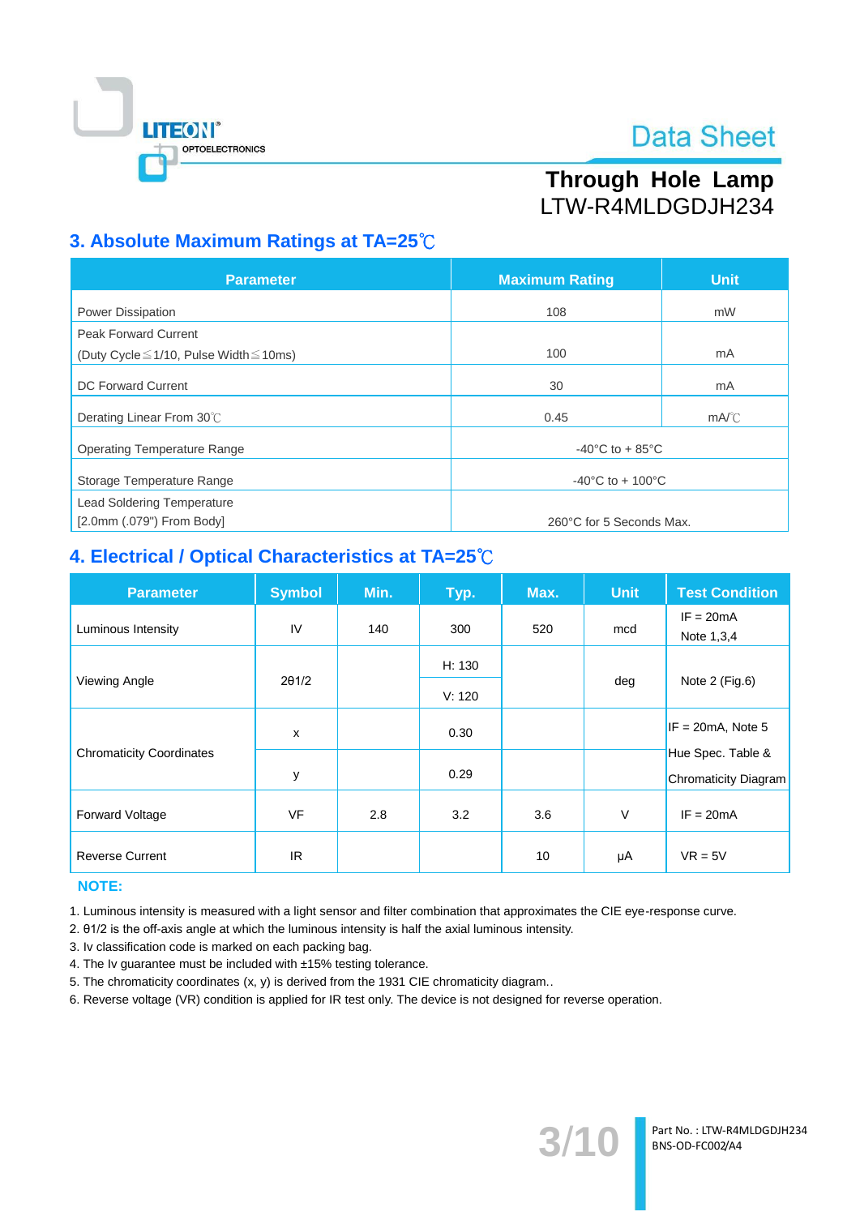## 3. Absolute Maximum Ratings at TA=25℃

| Parameter | Maximum Rating | Unit |
|---|---|---|
| Power Dissipation | 108 | mW |
| Peak Forward Current<br>(Duty Cycle≦1/10, Pulse Width≦10ms) | 100 | mA |
| DC Forward Current | 30 | mA |
| Derating Linear From 30℃ | 0.45 | mA/℃ |
| Operating Temperature Range | -40°C to + 85°C | |
| Storage Temperature Range | -40°C to + 100°C | |
| Lead Soldering Temperature<br>[2.0mm (.079") From Body] | 260°C for 5 Seconds Max. | |

## 4. Electrical / Optical Characteristics at TA=25℃

| Parameter | Symbol | Min. | Typ. | Max. | Unit | Test Condition |
|---|---|---|---|---|---|---|
| Luminous Intensity | IV | 140 | 300 | 520 | mcd | IF = 20mA<br>Note 1,3,4 |
| Viewing Angle | 2θ1/2 | | H: 130<br>V: 120 | | deg | Note 2 (Fig.6) |
| Chromaticity Coordinates | x | | 0.30 | | | IF = 20mA, Note 5<br>Hue Spec. Table &<br>Chromaticity Diagram |
| | y | | 0.29 | | | |
| Forward Voltage | VF | 2.8 | 3.2 | 3.6 | V | IF = 20mA |
| Reverse Current | IR | | | 10 | μA | VR = 5V |

**NOTE:**

1. Luminous intensity is measured with a light sensor and filter combination that approximates the CIE eye-response curve.
2. θ1/2 is the off-axis angle at which the luminous intensity is half the axial luminous intensity.
3. Iv classification code is marked on each packing bag.
4. The Iv guarantee must be included with ±15% testing tolerance.
5. The chromaticity coordinates (x, y) is derived from the 1931 CIE chromaticity diagram..
6. Reverse voltage (VR) condition is applied for IR test only. The device is not designed for reverse operation.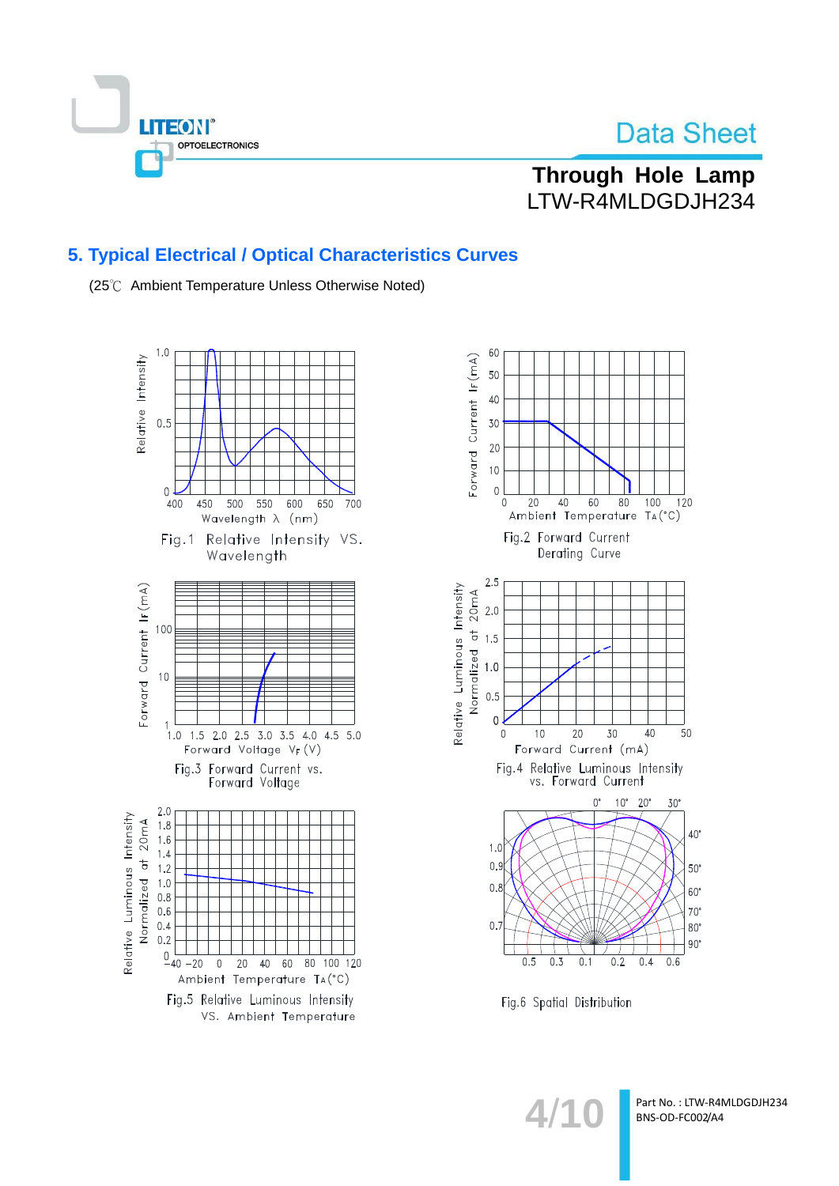## 5. Typical Electrical / Optical Characteristics Curves

(25℃ Ambient Temperature Unless Otherwise Noted)

Fig.1 Relative Intensity VS. Wavelength

Fig.2 Forward Current Derating Curve

Fig.3 Forward Current vs. Forward Voltage

Fig.4 Relative Luminous Intensity vs. Forward Current

Fig.5 Relative Luminous Intensity VS. Ambient Temperature

Fig.6 Spatial Distribution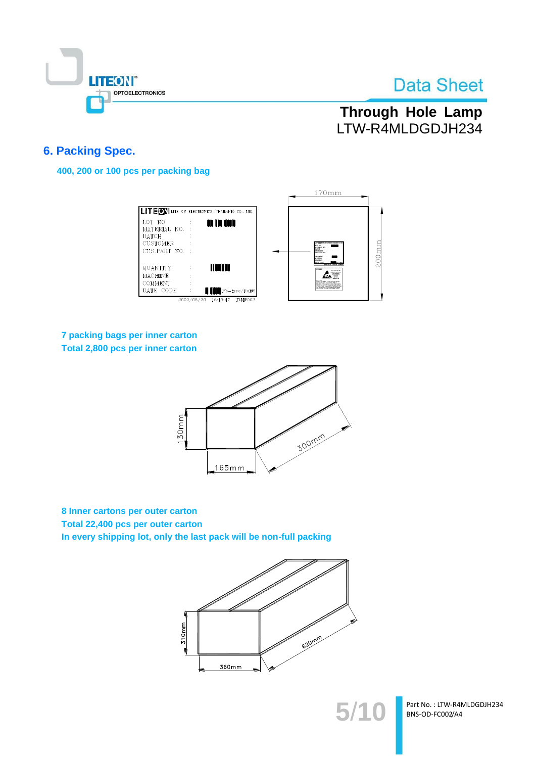## 6. Packing Spec.

**400, 200 or 100 pcs per packing bag**

**7 packing bags per inner carton**
**Total 2,800 pcs per inner carton**

**8 Inner cartons per outer carton**
**Total 22,400 pcs per outer carton**
**In every shipping lot, only the last pack will be non-full packing**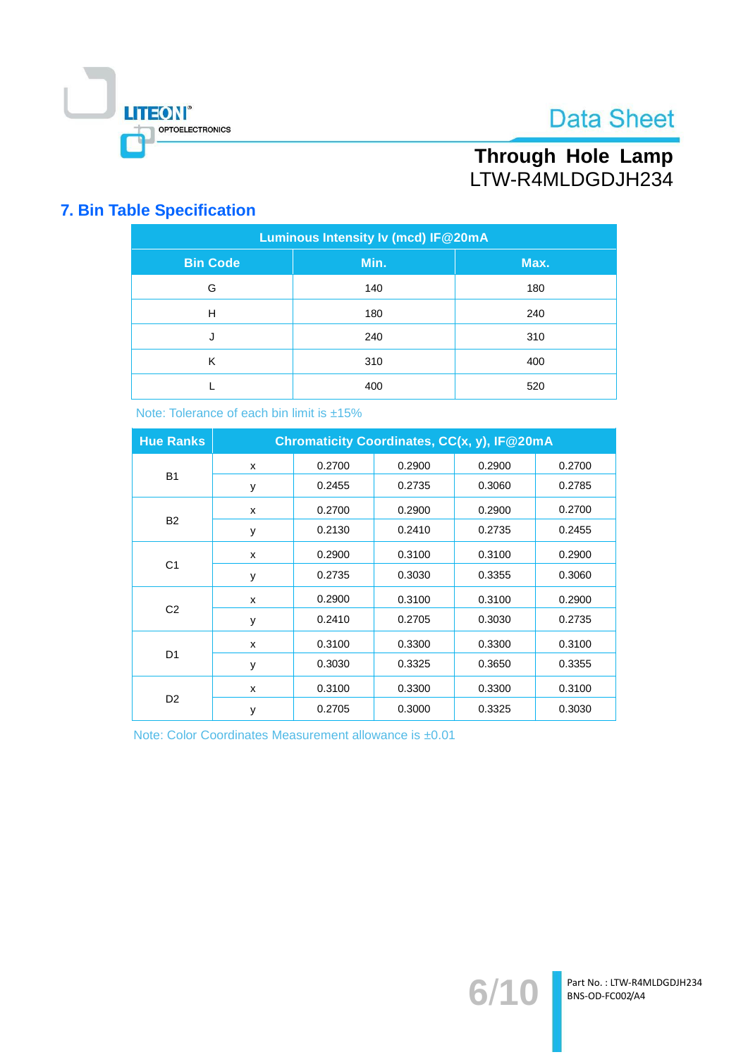## 7. Bin Table Specification

| Luminous Intensity Iv (mcd) IF@20mA | | |
|---|---|---|
| **Bin Code** | **Min.** | **Max.** |
| G | 140 | 180 |
| H | 180 | 240 |
| J | 240 | 310 |
| K | 310 | 400 |
| L | 400 | 520 |

Note: Tolerance of each bin limit is ±15%

| Hue Ranks | Chromaticity Coordinates, CC(x, y), IF@20mA | | | | |
|---|---|---|---|---|---|
| B1 | x | 0.2700 | 0.2900 | 0.2900 | 0.2700 |
| | y | 0.2455 | 0.2735 | 0.3060 | 0.2785 |
| B2 | x | 0.2700 | 0.2900 | 0.2900 | 0.2700 |
| | y | 0.2130 | 0.2410 | 0.2735 | 0.2455 |
| C1 | x | 0.2900 | 0.3100 | 0.3100 | 0.2900 |
| | y | 0.2735 | 0.3030 | 0.3355 | 0.3060 |
| C2 | x | 0.2900 | 0.3100 | 0.3100 | 0.2900 |
| | y | 0.2410 | 0.2705 | 0.3030 | 0.2735 |
| D1 | x | 0.3100 | 0.3300 | 0.3300 | 0.3100 |
| | y | 0.3030 | 0.3325 | 0.3650 | 0.3355 |
| D2 | x | 0.3100 | 0.3300 | 0.3300 | 0.3100 |
| | y | 0.2705 | 0.3000 | 0.3325 | 0.3030 |

Note: Color Coordinates Measurement allowance is ±0.01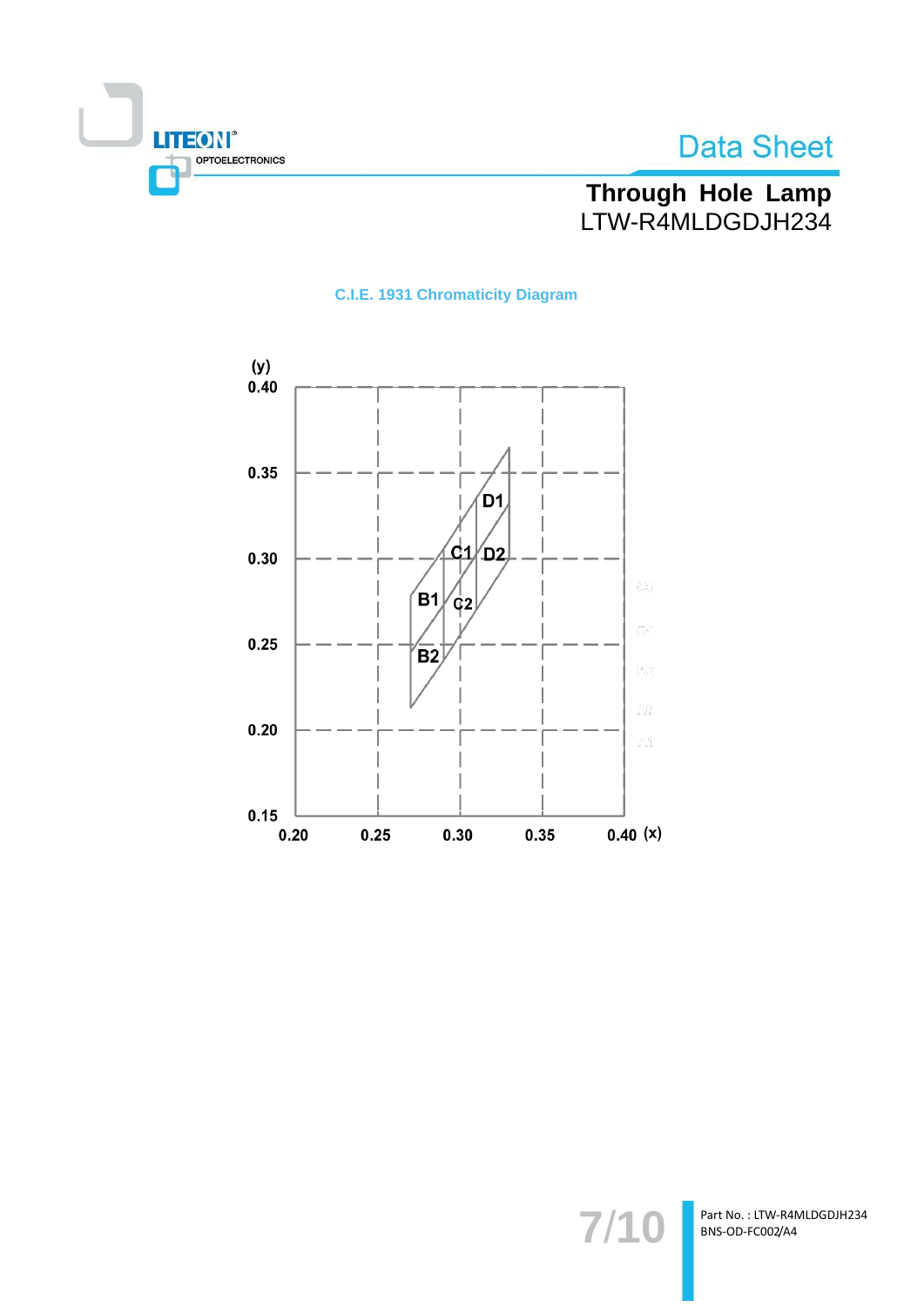### C.I.E. 1931 Chromaticity Diagram

(y)

0.40

0.35

0.30

0.25

0.20

0.15

0.20 0.25 0.30 0.35 0.40 (x)

D1

C1 D2

B1 C2

B2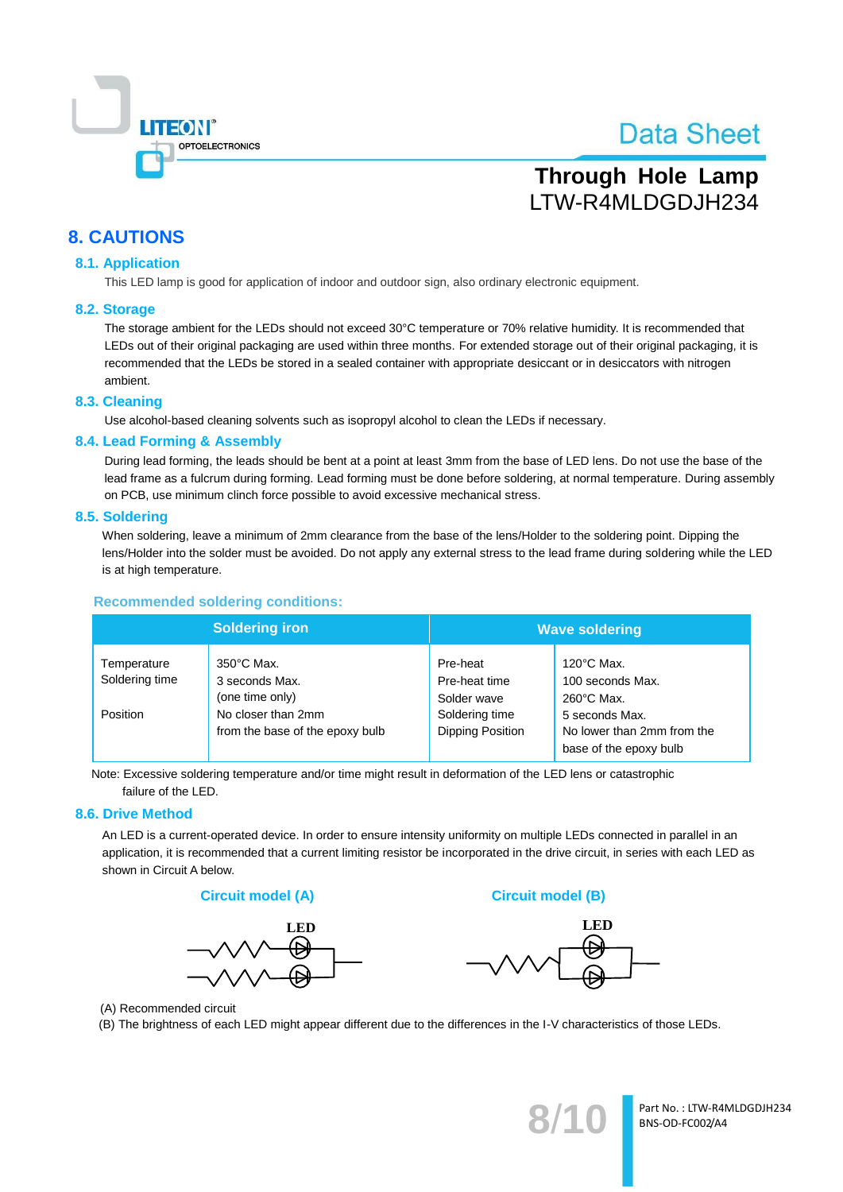## 8. CAUTIONS

### 8.1. Application

This LED lamp is good for application of indoor and outdoor sign, also ordinary electronic equipment.

### 8.2. Storage

The storage ambient for the LEDs should not exceed 30°C temperature or 70% relative humidity. It is recommended that LEDs out of their original packaging are used within three months. For extended storage out of their original packaging, it is recommended that the LEDs be stored in a sealed container with appropriate desiccant or in desiccators with nitrogen ambient.

### 8.3. Cleaning

Use alcohol-based cleaning solvents such as isopropyl alcohol to clean the LEDs if necessary.

### 8.4. Lead Forming & Assembly

During lead forming, the leads should be bent at a point at least 3mm from the base of LED lens. Do not use the base of the lead frame as a fulcrum during forming. Lead forming must be done before soldering, at normal temperature. During assembly on PCB, use minimum clinch force possible to avoid excessive mechanical stress.

### 8.5. Soldering

When soldering, leave a minimum of 2mm clearance from the base of the lens/Holder to the soldering point. Dipping the lens/Holder into the solder must be avoided. Do not apply any external stress to the lead frame during soldering while the LED is at high temperature.

**Recommended soldering conditions:**

| Soldering iron | | Wave soldering | |
|---|---|---|---|
| Temperature | 350°C Max. | Pre-heat | 120°C Max. |
| Soldering time | 3 seconds Max. (one time only) | Pre-heat time | 100 seconds Max. |
| | | Solder wave | 260°C Max. |
| | | Soldering time | 5 seconds Max. |
| Position | No closer than 2mm from the base of the epoxy bulb | Dipping Position | No lower than 2mm from the base of the epoxy bulb |

Note: Excessive soldering temperature and/or time might result in deformation of the LED lens or catastrophic failure of the LED.

### 8.6. Drive Method

An LED is a current-operated device. In order to ensure intensity uniformity on multiple LEDs connected in parallel in an application, it is recommended that a current limiting resistor be incorporated in the drive circuit, in series with each LED as shown in Circuit A below.

**Circuit model (A)** **Circuit model (B)**

LED LED

(A) Recommended circuit

(B) The brightness of each LED might appear different due to the differences in the I-V characteristics of those LEDs.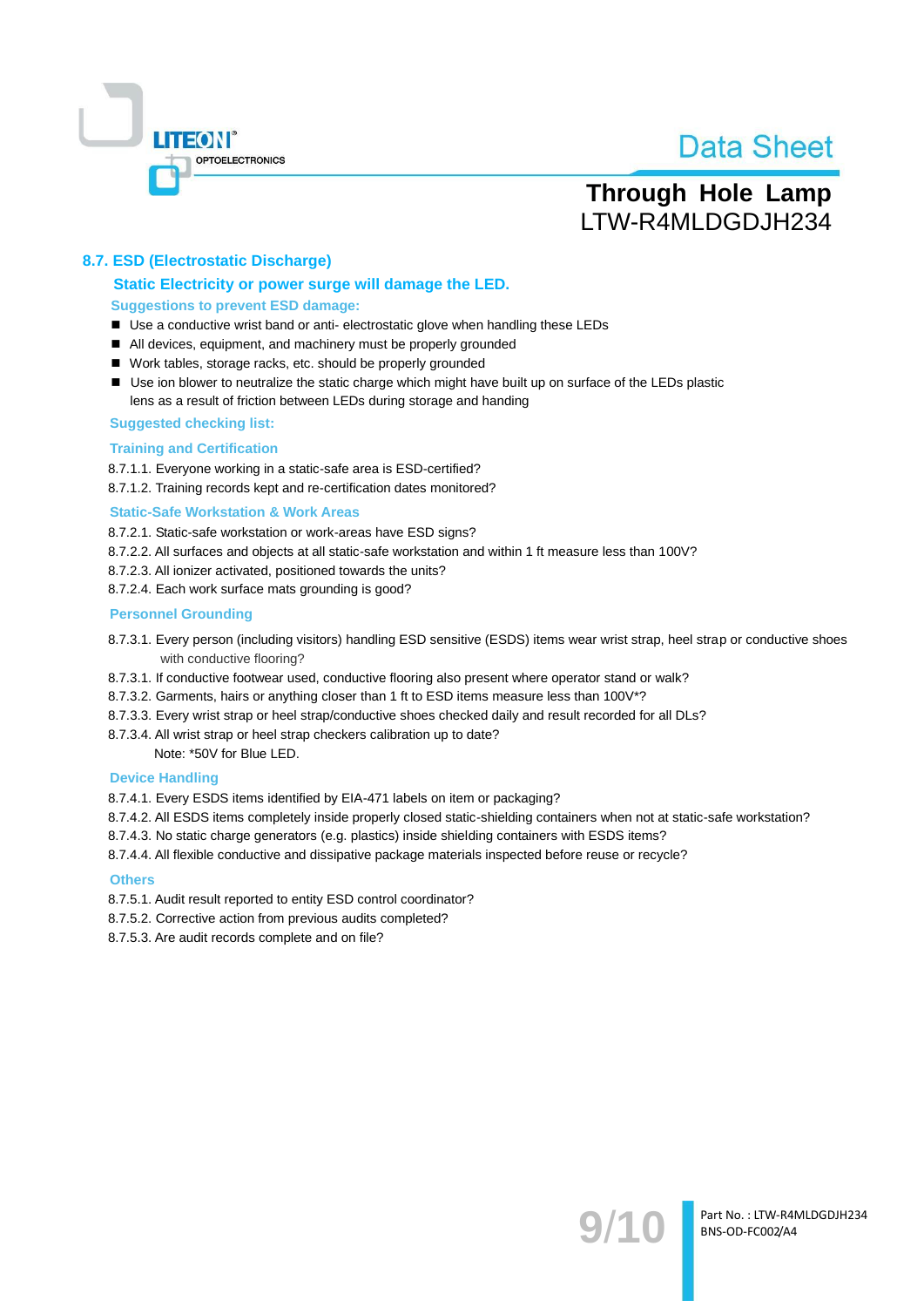## 8.7. ESD (Electrostatic Discharge)

### Static Electricity or power surge will damage the LED.

**Suggestions to prevent ESD damage:**

- Use a conductive wrist band or anti- electrostatic glove when handling these LEDs
- All devices, equipment, and machinery must be properly grounded
- Work tables, storage racks, etc. should be properly grounded
- Use ion blower to neutralize the static charge which might have built up on surface of the LEDs plastic lens as a result of friction between LEDs during storage and handing

**Suggested checking list:**

**Training and Certification**

8.7.1.1. Everyone working in a static-safe area is ESD-certified?
8.7.1.2. Training records kept and re-certification dates monitored?

**Static-Safe Workstation & Work Areas**

8.7.2.1. Static-safe workstation or work-areas have ESD signs?
8.7.2.2. All surfaces and objects at all static-safe workstation and within 1 ft measure less than 100V?
8.7.2.3. All ionizer activated, positioned towards the units?
8.7.2.4. Each work surface mats grounding is good?

**Personnel Grounding**

8.7.3.1. Every person (including visitors) handling ESD sensitive (ESDS) items wear wrist strap, heel strap or conductive shoes with conductive flooring?
8.7.3.1. If conductive footwear used, conductive flooring also present where operator stand or walk?
8.7.3.2. Garments, hairs or anything closer than 1 ft to ESD items measure less than 100V*?
8.7.3.3. Every wrist strap or heel strap/conductive shoes checked daily and result recorded for all DLs?
8.7.3.4. All wrist strap or heel strap checkers calibration up to date?
Note: *50V for Blue LED.

**Device Handling**

8.7.4.1. Every ESDS items identified by EIA-471 labels on item or packaging?
8.7.4.2. All ESDS items completely inside properly closed static-shielding containers when not at static-safe workstation?
8.7.4.3. No static charge generators (e.g. plastics) inside shielding containers with ESDS items?
8.7.4.4. All flexible conductive and dissipative package materials inspected before reuse or recycle?

**Others**

8.7.5.1. Audit result reported to entity ESD control coordinator?
8.7.5.2. Corrective action from previous audits completed?
8.7.5.3. Are audit records complete and on file?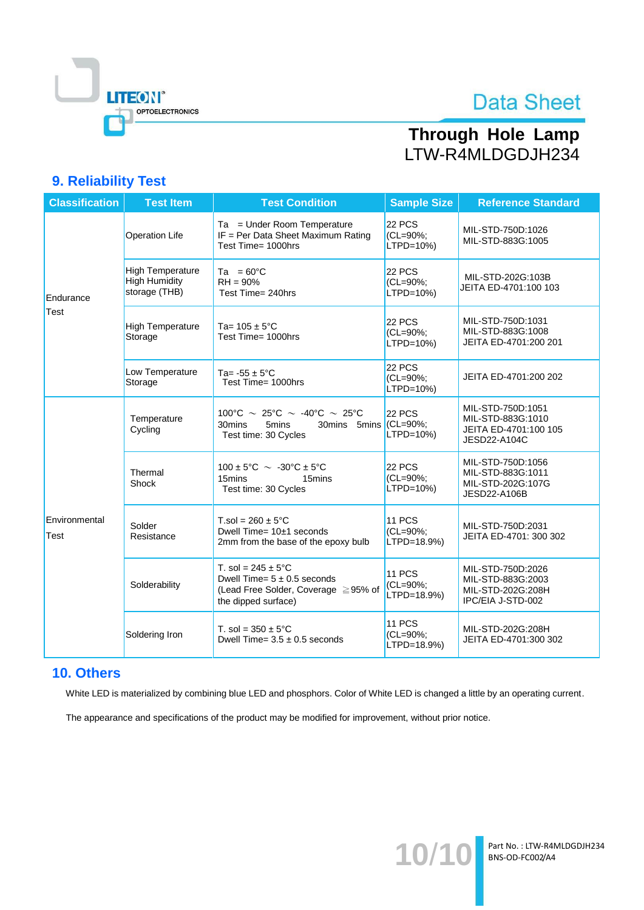## 9. Reliability Test

| Classification | Test Item | Test Condition | Sample Size | Reference Standard |
|---|---|---|---|---|
| Endurance Test | Operation Life | Ta = Under Room Temperature<br>IF = Per Data Sheet Maximum Rating<br>Test Time= 1000hrs | 22 PCS (CL=90%; LTPD=10%) | MIL-STD-750D:1026<br>MIL-STD-883G:1005 |
| | High Temperature High Humidity storage (THB) | Ta = 60°C<br>RH = 90%<br>Test Time= 240hrs | 22 PCS (CL=90%; LTPD=10%) | MIL-STD-202G:103B<br>JEITA ED-4701:100 103 |
| | High Temperature Storage | Ta= 105 ± 5°C<br>Test Time= 1000hrs | 22 PCS (CL=90%; LTPD=10%) | MIL-STD-750D:1031<br>MIL-STD-883G:1008<br>JEITA ED-4701:200 201 |
| | Low Temperature Storage | Ta= -55 ± 5°C<br>Test Time= 1000hrs | 22 PCS (CL=90%; LTPD=10%) | JEITA ED-4701:200 202 |
| Environmental Test | Temperature Cycling | 100°C ~ 25°C ~ -40°C ~ 25°C<br>30mins 5mins 30mins 5mins<br>Test time: 30 Cycles | 22 PCS (CL=90%; LTPD=10%) | MIL-STD-750D:1051<br>MIL-STD-883G:1010<br>JEITA ED-4701:100 105<br>JESD22-A104C |
| | Thermal Shock | 100 ± 5°C ~ -30°C ± 5°C<br>15mins 15mins<br>Test time: 30 Cycles | 22 PCS (CL=90%; LTPD=10%) | MIL-STD-750D:1056<br>MIL-STD-883G:1011<br>MIL-STD-202G:107G<br>JESD22-A106B |
| | Solder Resistance | T.sol = 260 ± 5°C<br>Dwell Time= 10±1 seconds<br>2mm from the base of the epoxy bulb | 11 PCS (CL=90%; LTPD=18.9%) | MIL-STD-750D:2031<br>JEITA ED-4701: 300 302 |
| | Solderability | T. sol = 245 ± 5°C<br>Dwell Time= 5 ± 0.5 seconds<br>(Lead Free Solder, Coverage ≧95% of the dipped surface) | 11 PCS (CL=90%; LTPD=18.9%) | MIL-STD-750D:2026<br>MIL-STD-883G:2003<br>MIL-STD-202G:208H<br>IPC/EIA J-STD-002 |
| | Soldering Iron | T. sol = 350 ± 5°C<br>Dwell Time= 3.5 ± 0.5 seconds | 11 PCS (CL=90%; LTPD=18.9%) | MIL-STD-202G:208H<br>JEITA ED-4701:300 302 |

## 10. Others

White LED is materialized by combining blue LED and phosphors. Color of White LED is changed a little by an operating current.

The appearance and specifications of the product may be modified for improvement, without prior notice.